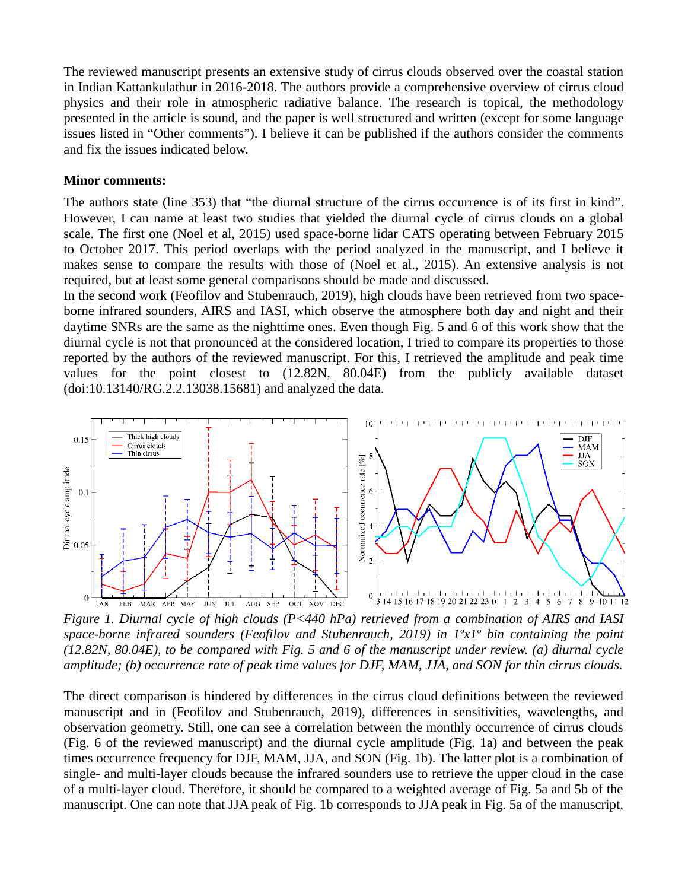The reviewed manuscript presents an extensive study of cirrus clouds observed over the coastal station in Indian Kattankulathur in 2016-2018. The authors provide a comprehensive overview of cirrus cloud physics and their role in atmospheric radiative balance. The research is topical, the methodology presented in the article is sound, and the paper is well structured and written (except for some language issues listed in "Other comments"). I believe it can be published if the authors consider the comments and fix the issues indicated below.

**Minor comments:**

The authors state (line 353) that "the diurnal structure of the cirrus occurrence is of its first in kind". However, I can name at least two studies that yielded the diurnal cycle of cirrus clouds on a global scale. The first one (Noel et al, 2015) used space-borne lidar CATS operating between February 2015 to October 2017. This period overlaps with the period analyzed in the manuscript, and I believe it makes sense to compare the results with those of (Noel et al., 2015). An extensive analysis is not required, but at least some general comparisons should be made and discussed.

In the second work (Feofilov and Stubenrauch, 2019), high clouds have been retrieved from two space-borne infrared sounders, AIRS and IASI, which observe the atmosphere both day and night and their daytime SNRs are the same as the nighttime ones. Even though Fig. 5 and 6 of this work show that the diurnal cycle is not that pronounced at the considered location, I tried to compare its properties to those reported by the authors of the reviewed manuscript. For this, I retrieved the amplitude and peak time values for the point closest to (12.82N, 80.04E) from the publicly available dataset (doi:10.13140/RG.2.2.13038.15681) and analyzed the data.

*Figure 1. Diurnal cycle of high clouds (P<440 hPa) retrieved from a combination of AIRS and IASI space-borne infrared sounders (Feofilov and Stubenrauch, 2019) in 1ºx1º bin containing the point (12.82N, 80.04E), to be compared with Fig. 5 and 6 of the manuscript under review. (a) diurnal cycle amplitude; (b) occurrence rate of peak time values for DJF, MAM, JJA, and SON for thin cirrus clouds.*

The direct comparison is hindered by differences in the cirrus cloud definitions between the reviewed manuscript and in (Feofilov and Stubenrauch, 2019), differences in sensitivities, wavelengths, and observation geometry. Still, one can see a correlation between the monthly occurrence of cirrus clouds (Fig. 6 of the reviewed manuscript) and the diurnal cycle amplitude (Fig. 1a) and between the peak times occurrence frequency for DJF, MAM, JJA, and SON (Fig. 1b). The latter plot is a combination of single- and multi-layer clouds because the infrared sounders use to retrieve the upper cloud in the case of a multi-layer cloud. Therefore, it should be compared to a weighted average of Fig. 5a and 5b of the manuscript. One can note that JJA peak of Fig. 1b corresponds to JJA peak in Fig. 5a of the manuscript,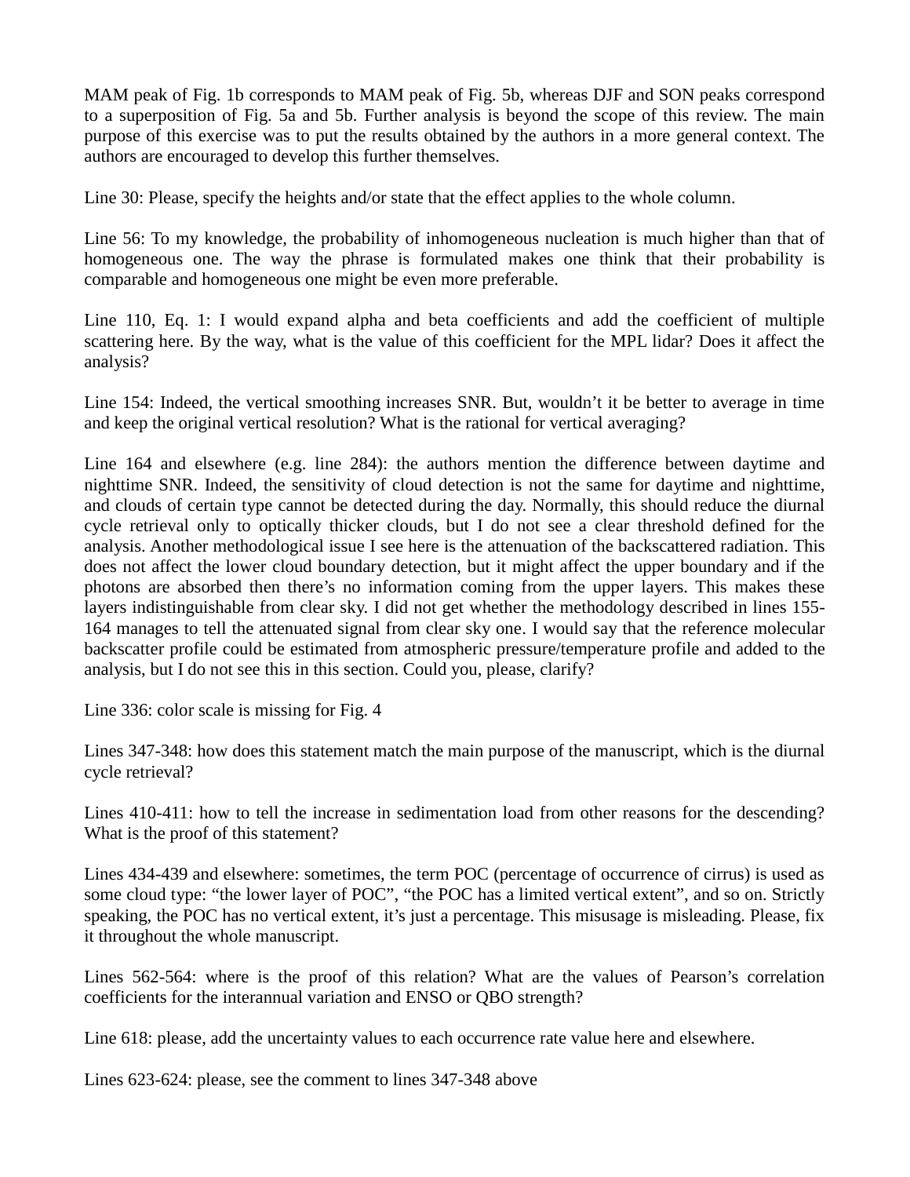MAM peak of Fig. 1b corresponds to MAM peak of Fig. 5b, whereas DJF and SON peaks correspond to a superposition of Fig. 5a and 5b. Further analysis is beyond the scope of this review. The main purpose of this exercise was to put the results obtained by the authors in a more general context. The authors are encouraged to develop this further themselves.

Line 30: Please, specify the heights and/or state that the effect applies to the whole column.

Line 56: To my knowledge, the probability of inhomogeneous nucleation is much higher than that of homogeneous one. The way the phrase is formulated makes one think that their probability is comparable and homogeneous one might be even more preferable.

Line 110, Eq. 1: I would expand alpha and beta coefficients and add the coefficient of multiple scattering here. By the way, what is the value of this coefficient for the MPL lidar? Does it affect the analysis?

Line 154: Indeed, the vertical smoothing increases SNR. But, wouldn't it be better to average in time and keep the original vertical resolution? What is the rational for vertical averaging?

Line 164 and elsewhere (e.g. line 284): the authors mention the difference between daytime and nighttime SNR. Indeed, the sensitivity of cloud detection is not the same for daytime and nighttime, and clouds of certain type cannot be detected during the day. Normally, this should reduce the diurnal cycle retrieval only to optically thicker clouds, but I do not see a clear threshold defined for the analysis. Another methodological issue I see here is the attenuation of the backscattered radiation. This does not affect the lower cloud boundary detection, but it might affect the upper boundary and if the photons are absorbed then there's no information coming from the upper layers. This makes these layers indistinguishable from clear sky. I did not get whether the methodology described in lines 155-164 manages to tell the attenuated signal from clear sky one. I would say that the reference molecular backscatter profile could be estimated from atmospheric pressure/temperature profile and added to the analysis, but I do not see this in this section. Could you, please, clarify?

Line 336: color scale is missing for Fig. 4

Lines 347-348: how does this statement match the main purpose of the manuscript, which is the diurnal cycle retrieval?

Lines 410-411: how to tell the increase in sedimentation load from other reasons for the descending? What is the proof of this statement?

Lines 434-439 and elsewhere: sometimes, the term POC (percentage of occurrence of cirrus) is used as some cloud type: "the lower layer of POC", "the POC has a limited vertical extent", and so on. Strictly speaking, the POC has no vertical extent, it's just a percentage. This misusage is misleading. Please, fix it throughout the whole manuscript.

Lines 562-564: where is the proof of this relation? What are the values of Pearson's correlation coefficients for the interannual variation and ENSO or QBO strength?

Line 618: please, add the uncertainty values to each occurrence rate value here and elsewhere.

Lines 623-624: please, see the comment to lines 347-348 above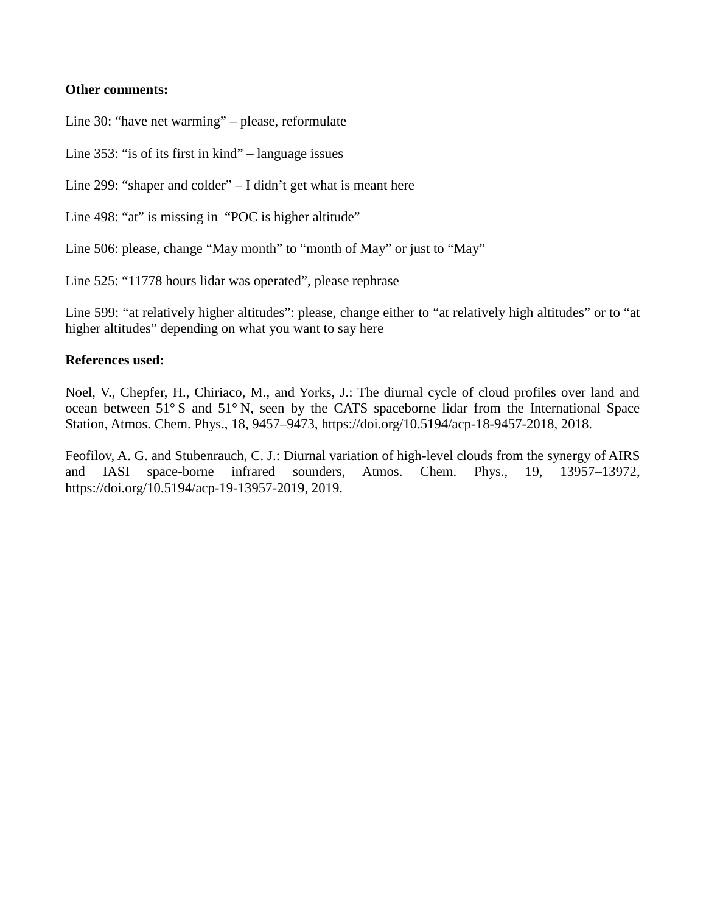**Other comments:**

Line 30: “have net warming” – please, reformulate

Line 353: “is of its first in kind” – language issues

Line 299: “shaper and colder” – I didn’t get what is meant here

Line 498: “at” is missing in  “POC is higher altitude”

Line 506: please, change “May month” to “month of May” or just to “May”

Line 525: “11778 hours lidar was operated”, please rephrase

Line 599: “at relatively higher altitudes”: please, change either to “at relatively high altitudes” or to “at higher altitudes” depending on what you want to say here

**References used:**

Noel, V., Chepfer, H., Chiriaco, M., and Yorks, J.: The diurnal cycle of cloud profiles over land and ocean between 51° S and 51° N, seen by the CATS spaceborne lidar from the International Space Station, Atmos. Chem. Phys., 18, 9457–9473, https://doi.org/10.5194/acp-18-9457-2018, 2018.

Feofilov, A. G. and Stubenrauch, C. J.: Diurnal variation of high-level clouds from the synergy of AIRS and IASI space-borne infrared sounders, Atmos. Chem. Phys., 19, 13957–13972, https://doi.org/10.5194/acp-19-13957-2019, 2019.